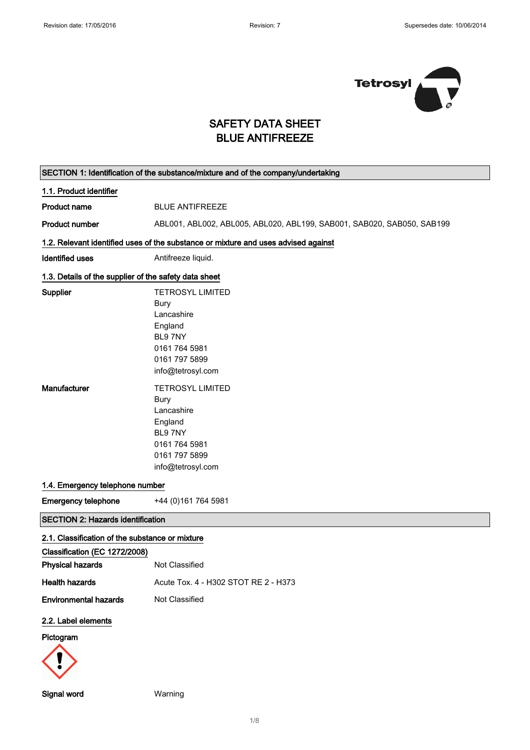Revision date: 17/05/2016 Revision: 7 Supersedes date: 10/06/2014

# SAFETY DATA SHEET
# BLUE ANTIFREEZE

## SECTION 1: Identification of the substance/mixture and of the company/undertaking

### 1.1. Product identifier

**Product name** BLUE ANTIFREEZE

**Product number** ABL001, ABL002, ABL005, ABL020, ABL199, SAB001, SAB020, SAB050, SAB199

### 1.2. Relevant identified uses of the substance or mixture and uses advised against

**Identified uses** Antifreeze liquid.

### 1.3. Details of the supplier of the safety data sheet

**Supplier**
TETROSYL LIMITED
Bury
Lancashire
England
BL9 7NY
0161 764 5981
0161 797 5899
info@tetrosyl.com

**Manufacturer**
TETROSYL LIMITED
Bury
Lancashire
England
BL9 7NY
0161 764 5981
0161 797 5899
info@tetrosyl.com

### 1.4. Emergency telephone number

**Emergency telephone** +44 (0)161 764 5981

## SECTION 2: Hazards identification

### 2.1. Classification of the substance or mixture

**Classification (EC 1272/2008)**

**Physical hazards** Not Classified

**Health hazards** Acute Tox. 4 - H302 STOT RE 2 - H373

**Environmental hazards** Not Classified

### 2.2. Label elements

**Pictogram**

**Signal word** Warning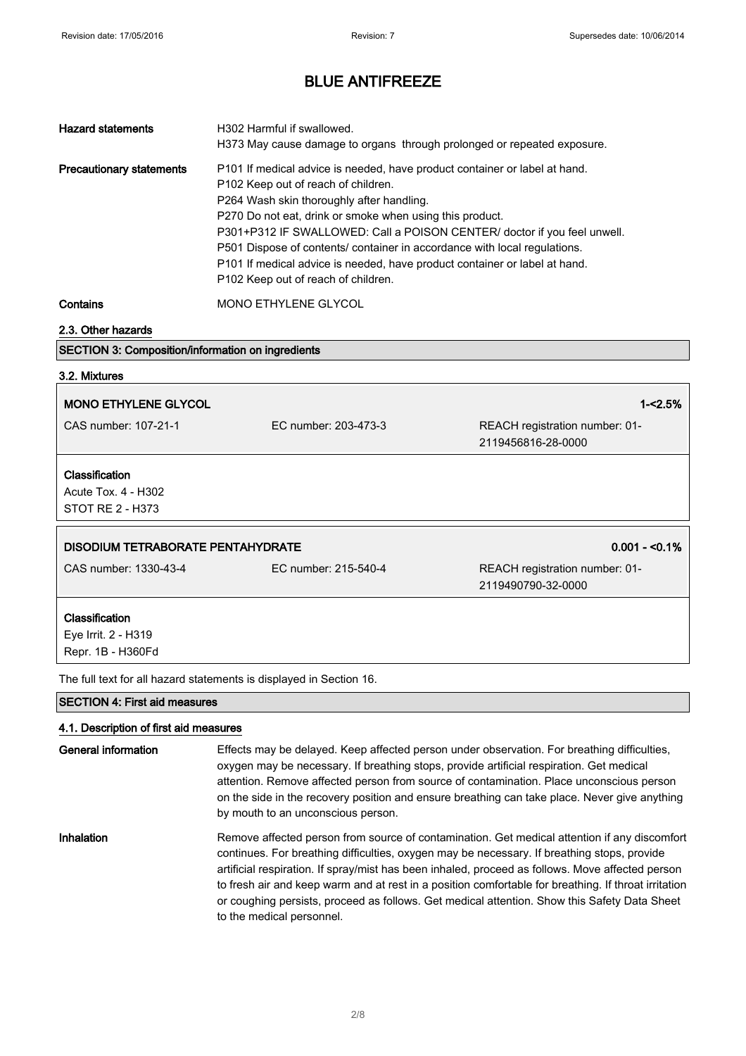# BLUE ANTIFREEZE

| | |
|---|---|
| **Hazard statements** | H302 Harmful if swallowed.<br>H373 May cause damage to organs through prolonged or repeated exposure. |
| **Precautionary statements** | P101 If medical advice is needed, have product container or label at hand.<br>P102 Keep out of reach of children.<br>P264 Wash skin thoroughly after handling.<br>P270 Do not eat, drink or smoke when using this product.<br>P301+P312 IF SWALLOWED: Call a POISON CENTER/ doctor if you feel unwell.<br>P501 Dispose of contents/ container in accordance with local regulations.<br>P101 If medical advice is needed, have product container or label at hand.<br>P102 Keep out of reach of children. |
| **Contains** | MONO ETHYLENE GLYCOL |

### 2.3. Other hazards

## SECTION 3: Composition/information on ingredients

### 3.2. Mixtures

**MONO ETHYLENE GLYCOL** 1-<2.5%

CAS number: 107-21-1 | EC number: 203-473-3 | REACH registration number: 01-2119456816-28-0000

**Classification**
Acute Tox. 4 - H302
STOT RE 2 - H373

**DISODIUM TETRABORATE PENTAHYDRATE** 0.001 - <0.1%

CAS number: 1330-43-4 | EC number: 215-540-4 | REACH registration number: 01-2119490790-32-0000

**Classification**
Eye Irrit. 2 - H319
Repr. 1B - H360Fd

The full text for all hazard statements is displayed in Section 16.

## SECTION 4: First aid measures

### 4.1. Description of first aid measures

| | |
|---|---|
| **General information** | Effects may be delayed. Keep affected person under observation. For breathing difficulties, oxygen may be necessary. If breathing stops, provide artificial respiration. Get medical attention. Remove affected person from source of contamination. Place unconscious person on the side in the recovery position and ensure breathing can take place. Never give anything by mouth to an unconscious person. |
| **Inhalation** | Remove affected person from source of contamination. Get medical attention if any discomfort continues. For breathing difficulties, oxygen may be necessary. If breathing stops, provide artificial respiration. If spray/mist has been inhaled, proceed as follows. Move affected person to fresh air and keep warm and at rest in a position comfortable for breathing. If throat irritation or coughing persists, proceed as follows. Get medical attention. Show this Safety Data Sheet to the medical personnel. |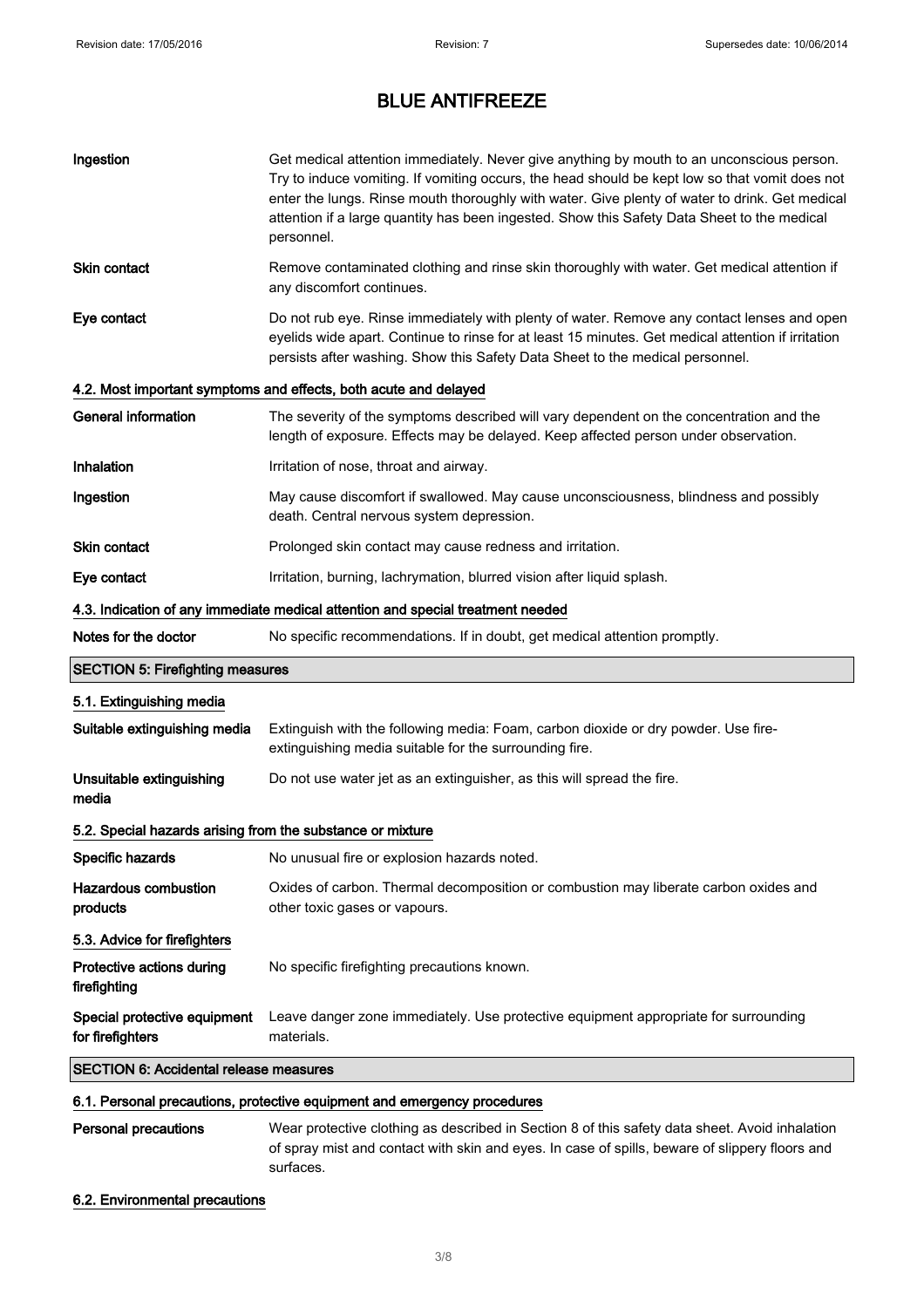# BLUE ANTIFREEZE

| | |
|---|---|
| **Ingestion** | Get medical attention immediately. Never give anything by mouth to an unconscious person. Try to induce vomiting. If vomiting occurs, the head should be kept low so that vomit does not enter the lungs. Rinse mouth thoroughly with water. Give plenty of water to drink. Get medical attention if a large quantity has been ingested. Show this Safety Data Sheet to the medical personnel. |
| **Skin contact** | Remove contaminated clothing and rinse skin thoroughly with water. Get medical attention if any discomfort continues. |
| **Eye contact** | Do not rub eye. Rinse immediately with plenty of water. Remove any contact lenses and open eyelids wide apart. Continue to rinse for at least 15 minutes. Get medical attention if irritation persists after washing. Show this Safety Data Sheet to the medical personnel. |

### 4.2. Most important symptoms and effects, both acute and delayed

| | |
|---|---|
| **General information** | The severity of the symptoms described will vary dependent on the concentration and the length of exposure. Effects may be delayed. Keep affected person under observation. |
| **Inhalation** | Irritation of nose, throat and airway. |
| **Ingestion** | May cause discomfort if swallowed. May cause unconsciousness, blindness and possibly death. Central nervous system depression. |
| **Skin contact** | Prolonged skin contact may cause redness and irritation. |
| **Eye contact** | Irritation, burning, lachrymation, blurred vision after liquid splash. |

### 4.3. Indication of any immediate medical attention and special treatment needed

| | |
|---|---|
| **Notes for the doctor** | No specific recommendations. If in doubt, get medical attention promptly. |

## SECTION 5: Firefighting measures

### 5.1. Extinguishing media

| | |
|---|---|
| **Suitable extinguishing media** | Extinguish with the following media: Foam, carbon dioxide or dry powder. Use fire-extinguishing media suitable for the surrounding fire. |
| **Unsuitable extinguishing media** | Do not use water jet as an extinguisher, as this will spread the fire. |

### 5.2. Special hazards arising from the substance or mixture

| | |
|---|---|
| **Specific hazards** | No unusual fire or explosion hazards noted. |
| **Hazardous combustion products** | Oxides of carbon. Thermal decomposition or combustion may liberate carbon oxides and other toxic gases or vapours. |

### 5.3. Advice for firefighters

| | |
|---|---|
| **Protective actions during firefighting** | No specific firefighting precautions known. |
| **Special protective equipment for firefighters** | Leave danger zone immediately. Use protective equipment appropriate for surrounding materials. |

## SECTION 6: Accidental release measures

### 6.1. Personal precautions, protective equipment and emergency procedures

| | |
|---|---|
| **Personal precautions** | Wear protective clothing as described in Section 8 of this safety data sheet. Avoid inhalation of spray mist and contact with skin and eyes. In case of spills, beware of slippery floors and surfaces. |

### 6.2. Environmental precautions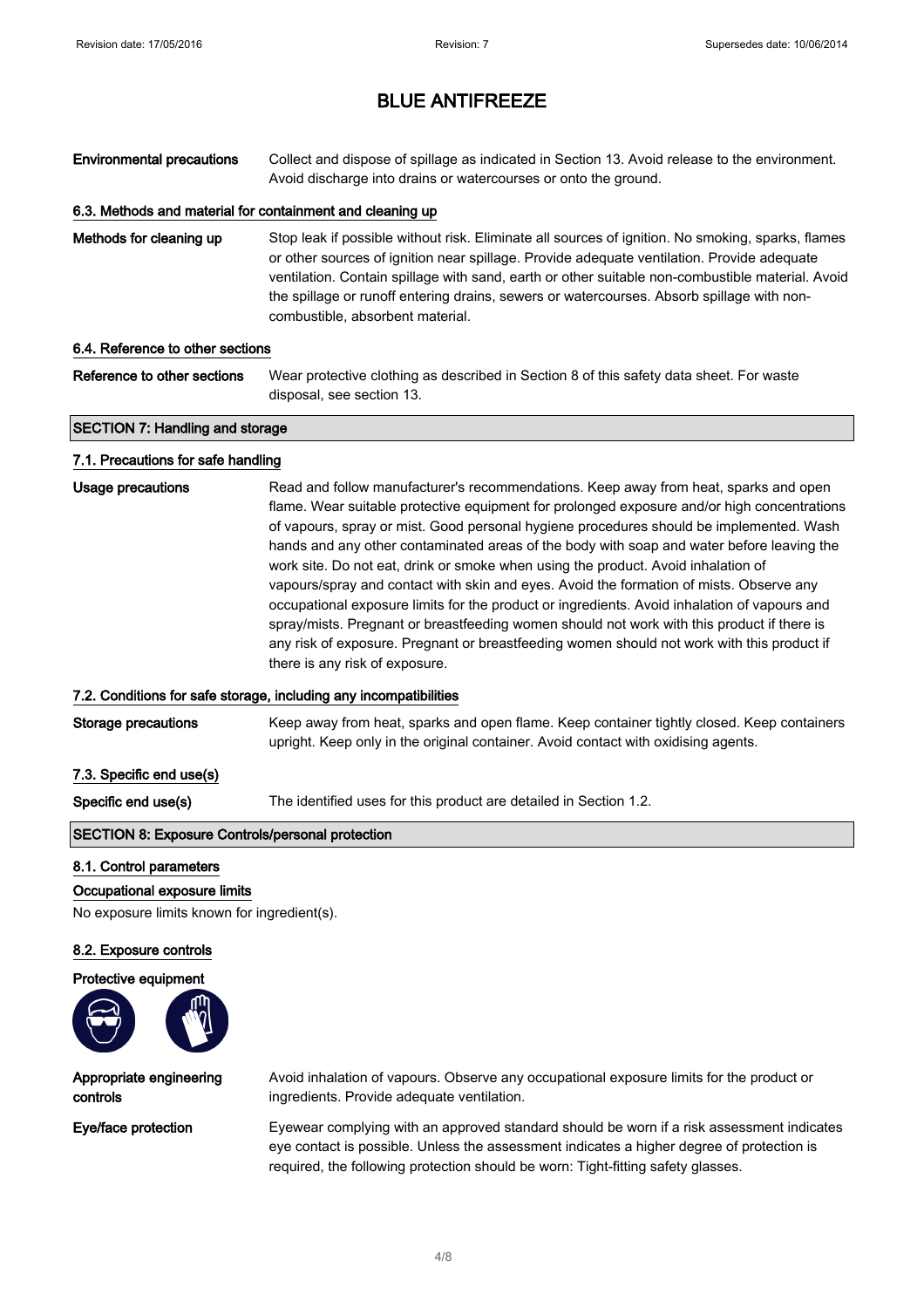# BLUE ANTIFREEZE

**Environmental precautions** Collect and dispose of spillage as indicated in Section 13. Avoid release to the environment. Avoid discharge into drains or watercourses or onto the ground.

### 6.3. Methods and material for containment and cleaning up

**Methods for cleaning up** Stop leak if possible without risk. Eliminate all sources of ignition. No smoking, sparks, flames or other sources of ignition near spillage. Provide adequate ventilation. Provide adequate ventilation. Contain spillage with sand, earth or other suitable non-combustible material. Avoid the spillage or runoff entering drains, sewers or watercourses. Absorb spillage with non-combustible, absorbent material.

### 6.4. Reference to other sections

**Reference to other sections** Wear protective clothing as described in Section 8 of this safety data sheet. For waste disposal, see section 13.

## SECTION 7: Handling and storage

### 7.1. Precautions for safe handling

**Usage precautions** Read and follow manufacturer's recommendations. Keep away from heat, sparks and open flame. Wear suitable protective equipment for prolonged exposure and/or high concentrations of vapours, spray or mist. Good personal hygiene procedures should be implemented. Wash hands and any other contaminated areas of the body with soap and water before leaving the work site. Do not eat, drink or smoke when using the product. Avoid inhalation of vapours/spray and contact with skin and eyes. Avoid the formation of mists. Observe any occupational exposure limits for the product or ingredients. Avoid inhalation of vapours and spray/mists. Pregnant or breastfeeding women should not work with this product if there is any risk of exposure. Pregnant or breastfeeding women should not work with this product if there is any risk of exposure.

### 7.2. Conditions for safe storage, including any incompatibilities

**Storage precautions** Keep away from heat, sparks and open flame. Keep container tightly closed. Keep containers upright. Keep only in the original container. Avoid contact with oxidising agents.

### 7.3. Specific end use(s)

**Specific end use(s)** The identified uses for this product are detailed in Section 1.2.

## SECTION 8: Exposure Controls/personal protection

### 8.1. Control parameters

**Occupational exposure limits**

No exposure limits known for ingredient(s).

### 8.2. Exposure controls

**Protective equipment**

**Appropriate engineering controls** Avoid inhalation of vapours. Observe any occupational exposure limits for the product or ingredients. Provide adequate ventilation.

**Eye/face protection** Eyewear complying with an approved standard should be worn if a risk assessment indicates eye contact is possible. Unless the assessment indicates a higher degree of protection is required, the following protection should be worn: Tight-fitting safety glasses.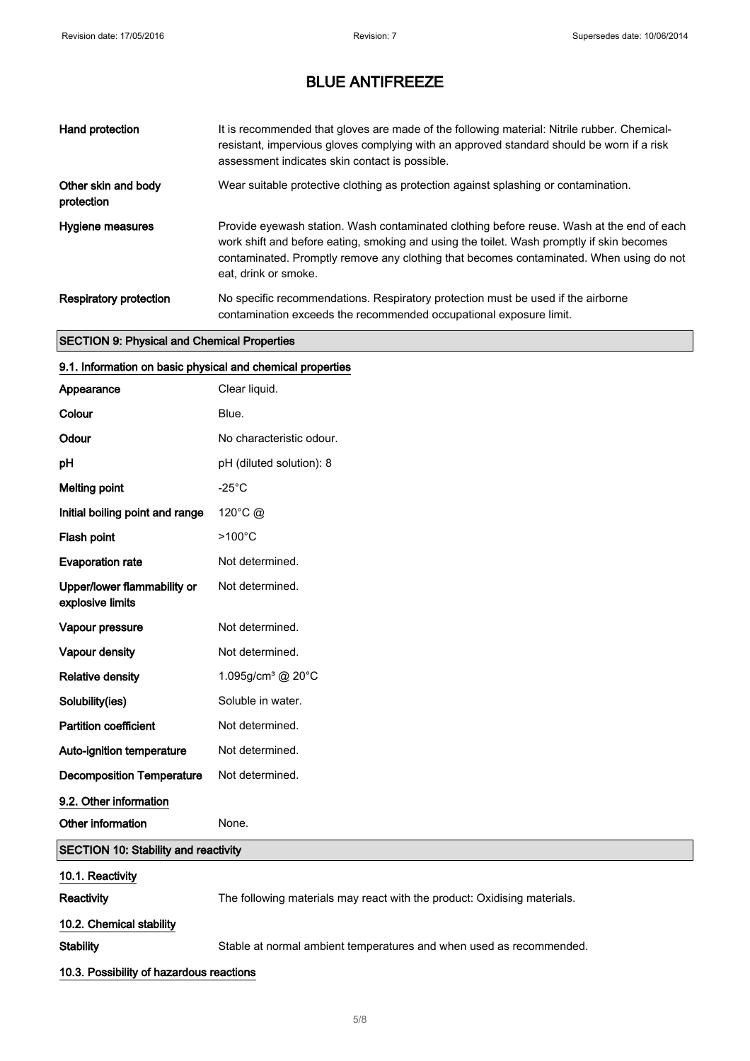# BLUE ANTIFREEZE

| | |
|---|---|
| **Hand protection** | It is recommended that gloves are made of the following material: Nitrile rubber. Chemical-resistant, impervious gloves complying with an approved standard should be worn if a risk assessment indicates skin contact is possible. |
| **Other skin and body protection** | Wear suitable protective clothing as protection against splashing or contamination. |
| **Hygiene measures** | Provide eyewash station. Wash contaminated clothing before reuse. Wash at the end of each work shift and before eating, smoking and using the toilet. Wash promptly if skin becomes contaminated. Promptly remove any clothing that becomes contaminated. When using do not eat, drink or smoke. |
| **Respiratory protection** | No specific recommendations. Respiratory protection must be used if the airborne contamination exceeds the recommended occupational exposure limit. |

## SECTION 9: Physical and Chemical Properties

### 9.1. Information on basic physical and chemical properties

| | |
|---|---|
| **Appearance** | Clear liquid. |
| **Colour** | Blue. |
| **Odour** | No characteristic odour. |
| **pH** | pH (diluted solution): 8 |
| **Melting point** | -25°C |
| **Initial boiling point and range** | 120°C @ |
| **Flash point** | >100°C |
| **Evaporation rate** | Not determined. |
| **Upper/lower flammability or explosive limits** | Not determined. |
| **Vapour pressure** | Not determined. |
| **Vapour density** | Not determined. |
| **Relative density** | 1.095g/cm³ @ 20°C |
| **Solubility(ies)** | Soluble in water. |
| **Partition coefficient** | Not determined. |
| **Auto-ignition temperature** | Not determined. |
| **Decomposition Temperature** | Not determined. |

### 9.2. Other information

| | |
|---|---|
| **Other information** | None. |

## SECTION 10: Stability and reactivity

### 10.1. Reactivity

| | |
|---|---|
| **Reactivity** | The following materials may react with the product: Oxidising materials. |

### 10.2. Chemical stability

| | |
|---|---|
| **Stability** | Stable at normal ambient temperatures and when used as recommended. |

### 10.3. Possibility of hazardous reactions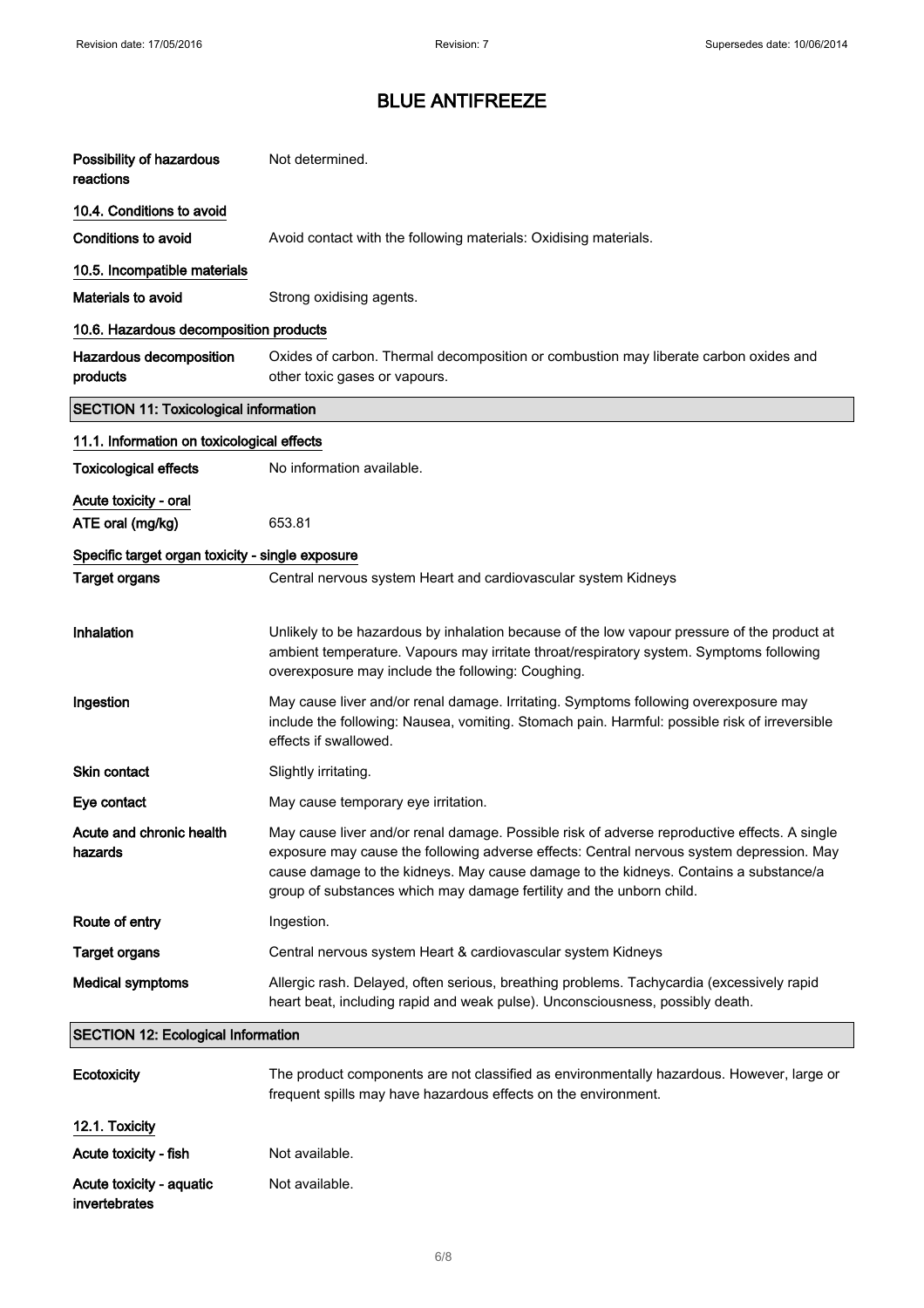# BLUE ANTIFREEZE

**Possibility of hazardous reactions** Not determined.

### 10.4. Conditions to avoid

**Conditions to avoid** Avoid contact with the following materials: Oxidising materials.

### 10.5. Incompatible materials

**Materials to avoid** Strong oxidising agents.

### 10.6. Hazardous decomposition products

**Hazardous decomposition products** Oxides of carbon. Thermal decomposition or combustion may liberate carbon oxides and other toxic gases or vapours.

## SECTION 11: Toxicological information

### 11.1. Information on toxicological effects

**Toxicological effects** No information available.

**Acute toxicity - oral**

**ATE oral (mg/kg)** 653.81

**Specific target organ toxicity - single exposure**

**Target organs** Central nervous system Heart and cardiovascular system Kidneys

**Inhalation** Unlikely to be hazardous by inhalation because of the low vapour pressure of the product at ambient temperature. Vapours may irritate throat/respiratory system. Symptoms following overexposure may include the following: Coughing.

**Ingestion** May cause liver and/or renal damage. Irritating. Symptoms following overexposure may include the following: Nausea, vomiting. Stomach pain. Harmful: possible risk of irreversible effects if swallowed.

**Skin contact** Slightly irritating.

**Eye contact** May cause temporary eye irritation.

**Acute and chronic health hazards** May cause liver and/or renal damage. Possible risk of adverse reproductive effects. A single exposure may cause the following adverse effects: Central nervous system depression. May cause damage to the kidneys. May cause damage to the kidneys. Contains a substance/a group of substances which may damage fertility and the unborn child.

**Route of entry** Ingestion.

**Target organs** Central nervous system Heart & cardiovascular system Kidneys

**Medical symptoms** Allergic rash. Delayed, often serious, breathing problems. Tachycardia (excessively rapid heart beat, including rapid and weak pulse). Unconsciousness, possibly death.

## SECTION 12: Ecological Information

**Ecotoxicity** The product components are not classified as environmentally hazardous. However, large or frequent spills may have hazardous effects on the environment.

### 12.1. Toxicity

**Acute toxicity - fish** Not available.

**Acute toxicity - aquatic invertebrates** Not available.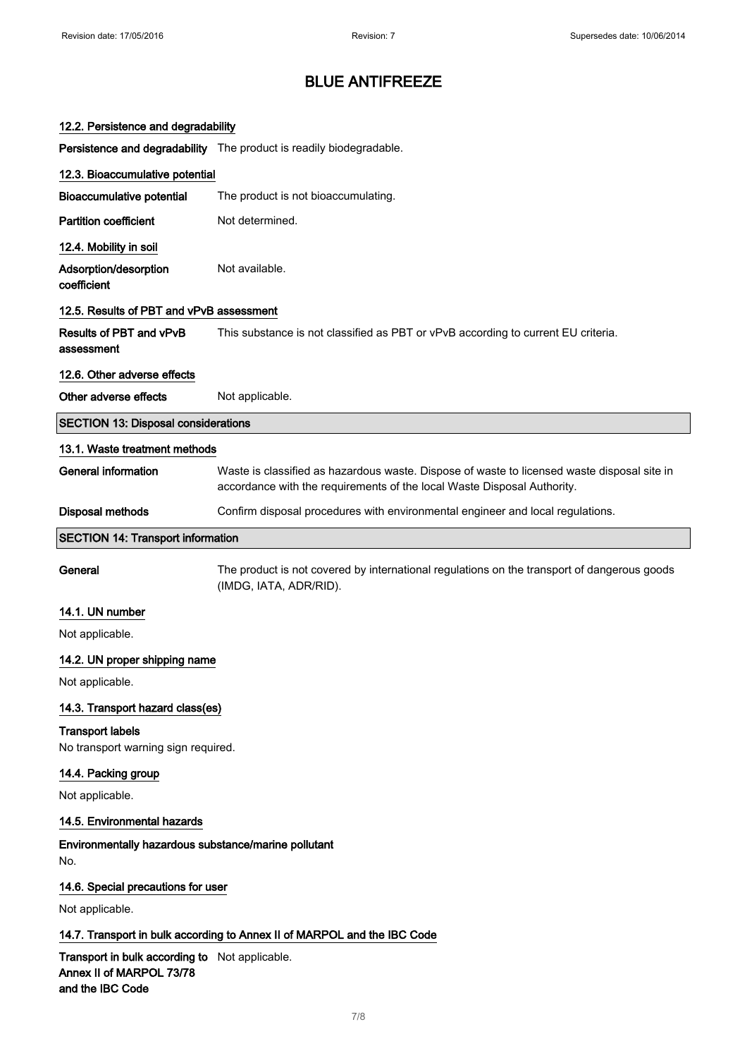# BLUE ANTIFREEZE

### 12.2. Persistence and degradability

**Persistence and degradability** The product is readily biodegradable.

### 12.3. Bioaccumulative potential

**Bioaccumulative potential** The product is not bioaccumulating.

**Partition coefficient** Not determined.

### 12.4. Mobility in soil

**Adsorption/desorption coefficient** Not available.

### 12.5. Results of PBT and vPvB assessment

**Results of PBT and vPvB assessment** This substance is not classified as PBT or vPvB according to current EU criteria.

### 12.6. Other adverse effects

**Other adverse effects** Not applicable.

## SECTION 13: Disposal considerations

### 13.1. Waste treatment methods

**General information** Waste is classified as hazardous waste. Dispose of waste to licensed waste disposal site in accordance with the requirements of the local Waste Disposal Authority.

**Disposal methods** Confirm disposal procedures with environmental engineer and local regulations.

## SECTION 14: Transport information

**General** The product is not covered by international regulations on the transport of dangerous goods (IMDG, IATA, ADR/RID).

### 14.1. UN number

Not applicable.

### 14.2. UN proper shipping name

Not applicable.

### 14.3. Transport hazard class(es)

**Transport labels**

No transport warning sign required.

### 14.4. Packing group

Not applicable.

### 14.5. Environmental hazards

**Environmentally hazardous substance/marine pollutant**

No.

### 14.6. Special precautions for user

Not applicable.

### 14.7. Transport in bulk according to Annex II of MARPOL and the IBC Code

**Transport in bulk according to Annex II of MARPOL 73/78 and the IBC Code** Not applicable.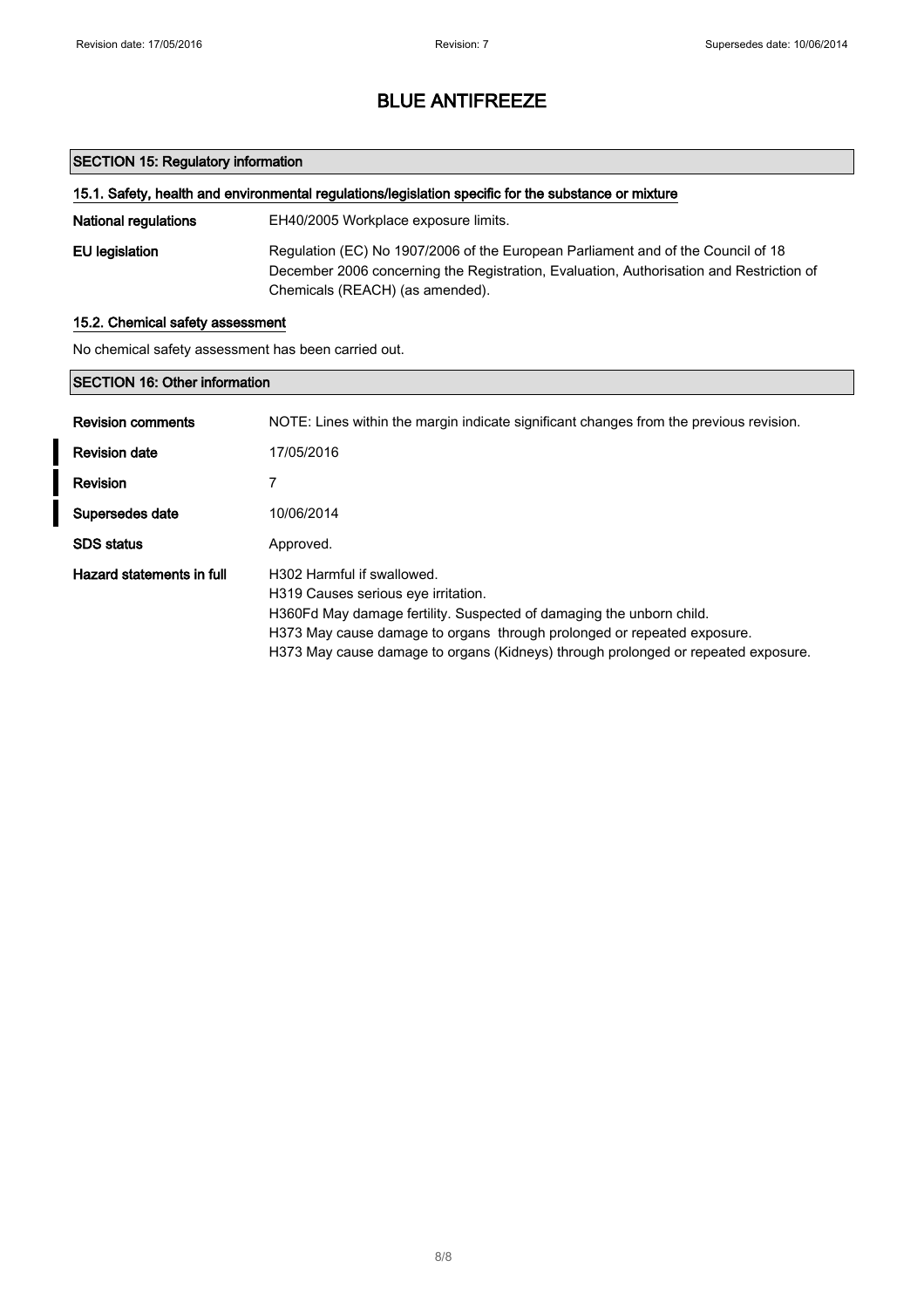# BLUE ANTIFREEZE

## SECTION 15: Regulatory information

### 15.1. Safety, health and environmental regulations/legislation specific for the substance or mixture

| | |
|---|---|
| **National regulations** | EH40/2005 Workplace exposure limits. |
| **EU legislation** | Regulation (EC) No 1907/2006 of the European Parliament and of the Council of 18 December 2006 concerning the Registration, Evaluation, Authorisation and Restriction of Chemicals (REACH) (as amended). |

### 15.2. Chemical safety assessment

No chemical safety assessment has been carried out.

## SECTION 16: Other information

| | |
|---|---|
| **Revision comments** | NOTE: Lines within the margin indicate significant changes from the previous revision. |
| **Revision date** | 17/05/2016 |
| **Revision** | 7 |
| **Supersedes date** | 10/06/2014 |
| **SDS status** | Approved. |
| **Hazard statements in full** | H302 Harmful if swallowed.<br>H319 Causes serious eye irritation.<br>H360Fd May damage fertility. Suspected of damaging the unborn child.<br>H373 May cause damage to organs through prolonged or repeated exposure.<br>H373 May cause damage to organs (Kidneys) through prolonged or repeated exposure. |